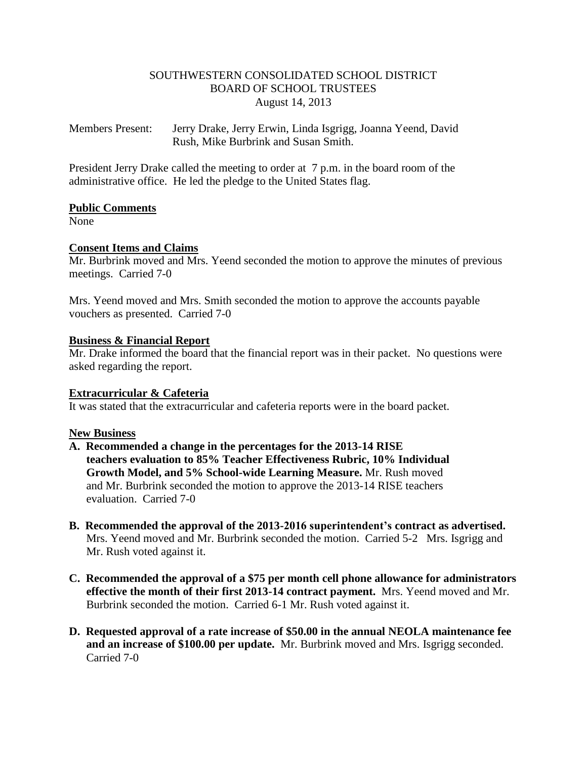SOUTHWESTERN CONSOLIDATED SCHOOL DISTRICT
BOARD OF SCHOOL TRUSTEES
August 14, 2013

Members Present: Jerry Drake, Jerry Erwin, Linda Isgrigg, Joanna Yeend, David Rush, Mike Burbrink and Susan Smith.

President Jerry Drake called the meeting to order at 7 p.m. in the board room of the administrative office. He led the pledge to the United States flag.

**Public Comments**

None

**Consent Items and Claims**

Mr. Burbrink moved and Mrs. Yeend seconded the motion to approve the minutes of previous meetings. Carried 7-0

Mrs. Yeend moved and Mrs. Smith seconded the motion to approve the accounts payable vouchers as presented. Carried 7-0

**Business & Financial Report**

Mr. Drake informed the board that the financial report was in their packet. No questions were asked regarding the report.

**Extracurricular & Cafeteria**

It was stated that the extracurricular and cafeteria reports were in the board packet.

**New Business**

A. **Recommended a change in the percentages for the 2013-14 RISE teachers evaluation to 85% Teacher Effectiveness Rubric, 10% Individual Growth Model, and 5% School-wide Learning Measure.** Mr. Rush moved and Mr. Burbrink seconded the motion to approve the 2013-14 RISE teachers evaluation. Carried 7-0

B. **Recommended the approval of the 2013-2016 superintendent's contract as advertised.** Mrs. Yeend moved and Mr. Burbrink seconded the motion. Carried 5-2 Mrs. Isgrigg and Mr. Rush voted against it.

C. **Recommended the approval of a $75 per month cell phone allowance for administrators effective the month of their first 2013-14 contract payment.** Mrs. Yeend moved and Mr. Burbrink seconded the motion. Carried 6-1 Mr. Rush voted against it.

D. **Requested approval of a rate increase of $50.00 in the annual NEOLA maintenance fee and an increase of $100.00 per update.** Mr. Burbrink moved and Mrs. Isgrigg seconded. Carried 7-0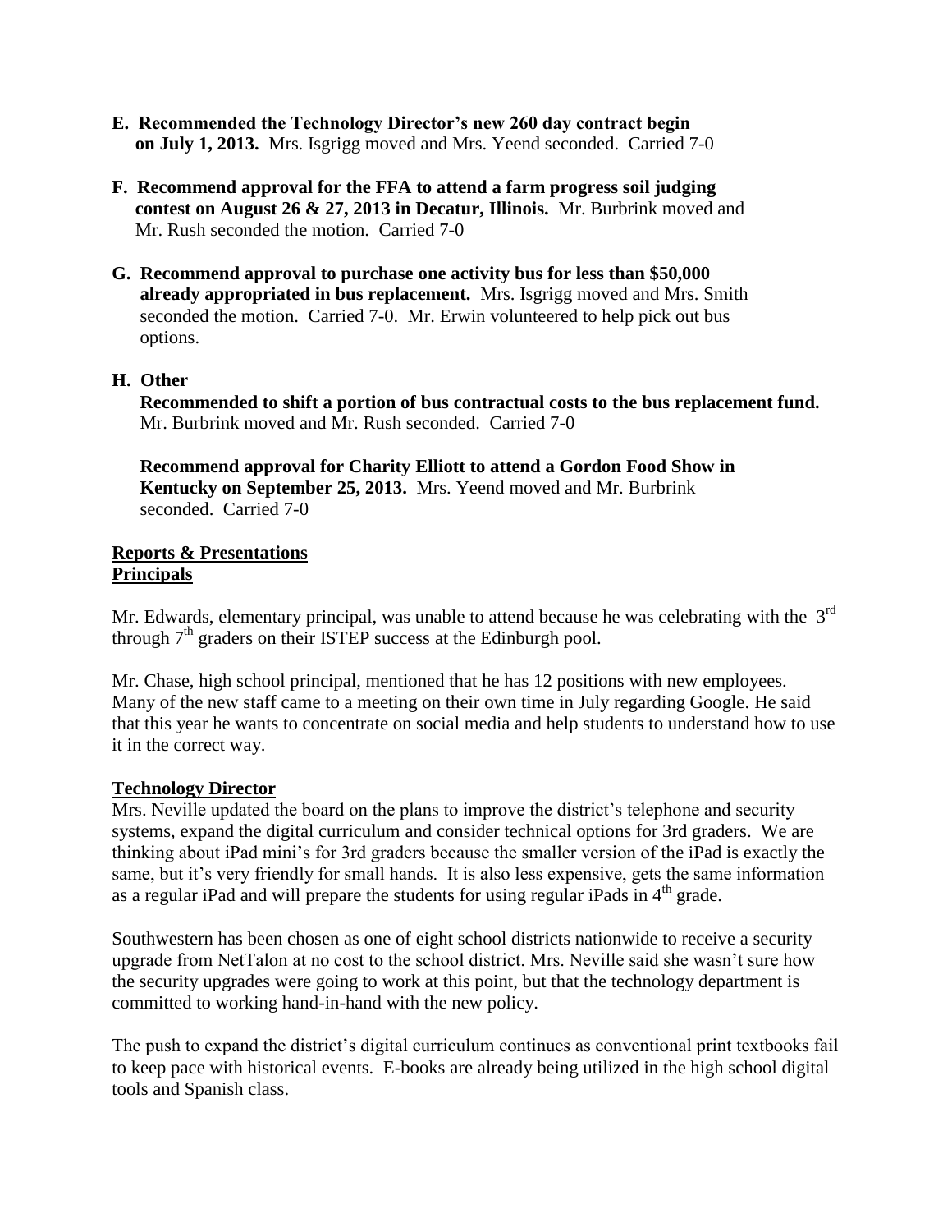**E. Recommended the Technology Director's new 260 day contract begin on July 1, 2013.** Mrs. Isgrigg moved and Mrs. Yeend seconded. Carried 7-0

**F. Recommend approval for the FFA to attend a farm progress soil judging contest on August 26 & 27, 2013 in Decatur, Illinois.** Mr. Burbrink moved and Mr. Rush seconded the motion. Carried 7-0

**G. Recommend approval to purchase one activity bus for less than $50,000 already appropriated in bus replacement.** Mrs. Isgrigg moved and Mrs. Smith seconded the motion. Carried 7-0. Mr. Erwin volunteered to help pick out bus options.

**H. Other**

**Recommended to shift a portion of bus contractual costs to the bus replacement fund.** Mr. Burbrink moved and Mr. Rush seconded. Carried 7-0

**Recommend approval for Charity Elliott to attend a Gordon Food Show in Kentucky on September 25, 2013.** Mrs. Yeend moved and Mr. Burbrink seconded. Carried 7-0

## Reports & Presentations

### Principals

Mr. Edwards, elementary principal, was unable to attend because he was celebrating with the 3rd through 7th graders on their ISTEP success at the Edinburgh pool.

Mr. Chase, high school principal, mentioned that he has 12 positions with new employees. Many of the new staff came to a meeting on their own time in July regarding Google. He said that this year he wants to concentrate on social media and help students to understand how to use it in the correct way.

### Technology Director

Mrs. Neville updated the board on the plans to improve the district's telephone and security systems, expand the digital curriculum and consider technical options for 3rd graders. We are thinking about iPad mini's for 3rd graders because the smaller version of the iPad is exactly the same, but it's very friendly for small hands. It is also less expensive, gets the same information as a regular iPad and will prepare the students for using regular iPads in 4th grade.

Southwestern has been chosen as one of eight school districts nationwide to receive a security upgrade from NetTalon at no cost to the school district. Mrs. Neville said she wasn't sure how the security upgrades were going to work at this point, but that the technology department is committed to working hand-in-hand with the new policy.

The push to expand the district's digital curriculum continues as conventional print textbooks fail to keep pace with historical events. E-books are already being utilized in the high school digital tools and Spanish class.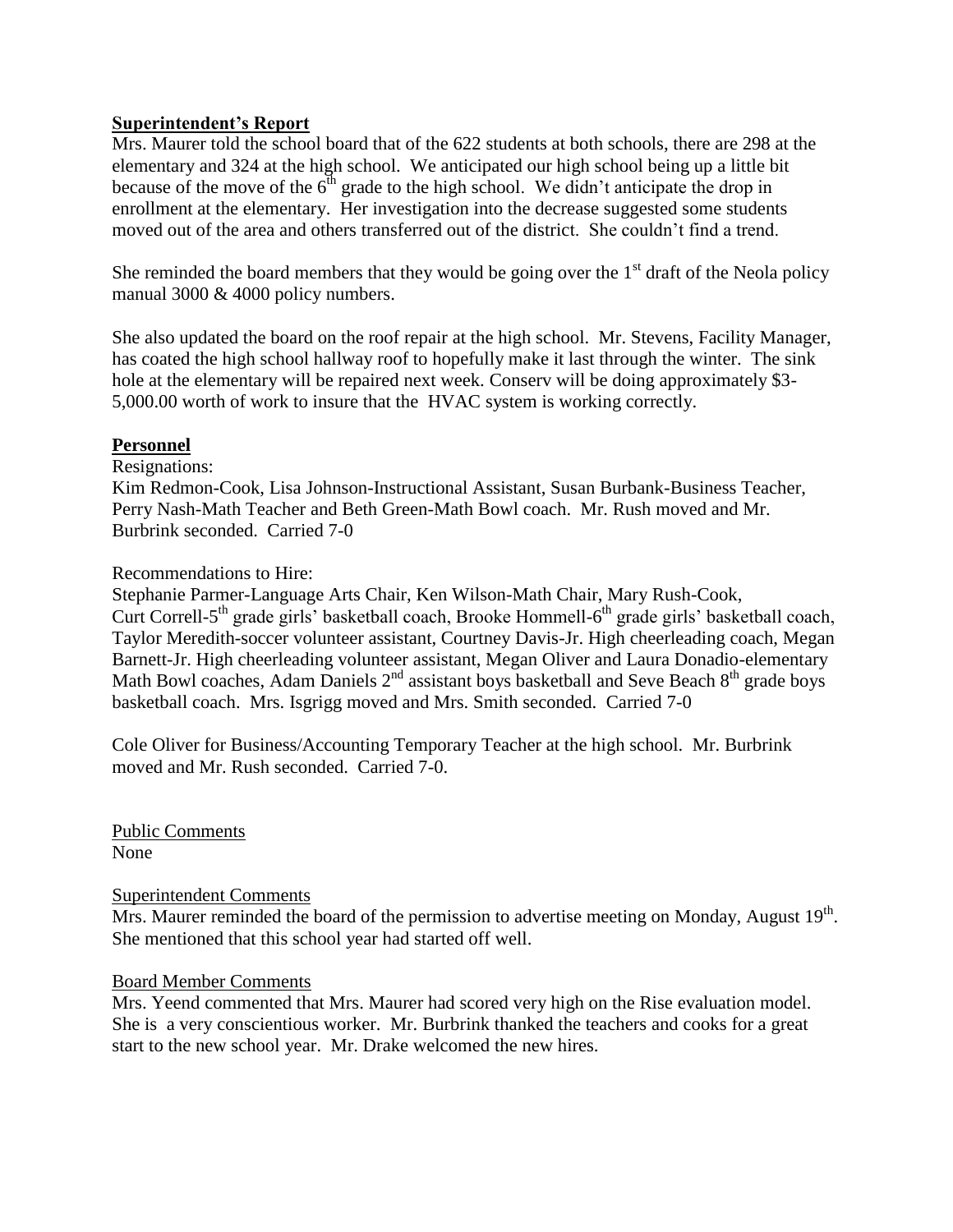**Superintendent's Report**

Mrs. Maurer told the school board that of the 622 students at both schools, there are 298 at the elementary and 324 at the high school. We anticipated our high school being up a little bit because of the move of the 6th grade to the high school. We didn't anticipate the drop in enrollment at the elementary. Her investigation into the decrease suggested some students moved out of the area and others transferred out of the district. She couldn't find a trend.

She reminded the board members that they would be going over the 1st draft of the Neola policy manual 3000 & 4000 policy numbers.

She also updated the board on the roof repair at the high school. Mr. Stevens, Facility Manager, has coated the high school hallway roof to hopefully make it last through the winter. The sink hole at the elementary will be repaired next week. Conserv will be doing approximately $3-5,000.00 worth of work to insure that the HVAC system is working correctly.

**Personnel**

Resignations:
Kim Redmon-Cook, Lisa Johnson-Instructional Assistant, Susan Burbank-Business Teacher, Perry Nash-Math Teacher and Beth Green-Math Bowl coach. Mr. Rush moved and Mr. Burbrink seconded. Carried 7-0

Recommendations to Hire:
Stephanie Parmer-Language Arts Chair, Ken Wilson-Math Chair, Mary Rush-Cook, Curt Correll-5th grade girls' basketball coach, Brooke Hommell-6th grade girls' basketball coach, Taylor Meredith-soccer volunteer assistant, Courtney Davis-Jr. High cheerleading coach, Megan Barnett-Jr. High cheerleading volunteer assistant, Megan Oliver and Laura Donadio-elementary Math Bowl coaches, Adam Daniels 2nd assistant boys basketball and Seve Beach 8th grade boys basketball coach. Mrs. Isgrigg moved and Mrs. Smith seconded. Carried 7-0

Cole Oliver for Business/Accounting Temporary Teacher at the high school. Mr. Burbrink moved and Mr. Rush seconded. Carried 7-0.

Public Comments
None

Superintendent Comments
Mrs. Maurer reminded the board of the permission to advertise meeting on Monday, August 19th. She mentioned that this school year had started off well.

Board Member Comments
Mrs. Yeend commented that Mrs. Maurer had scored very high on the Rise evaluation model. She is a very conscientious worker. Mr. Burbrink thanked the teachers and cooks for a great start to the new school year. Mr. Drake welcomed the new hires.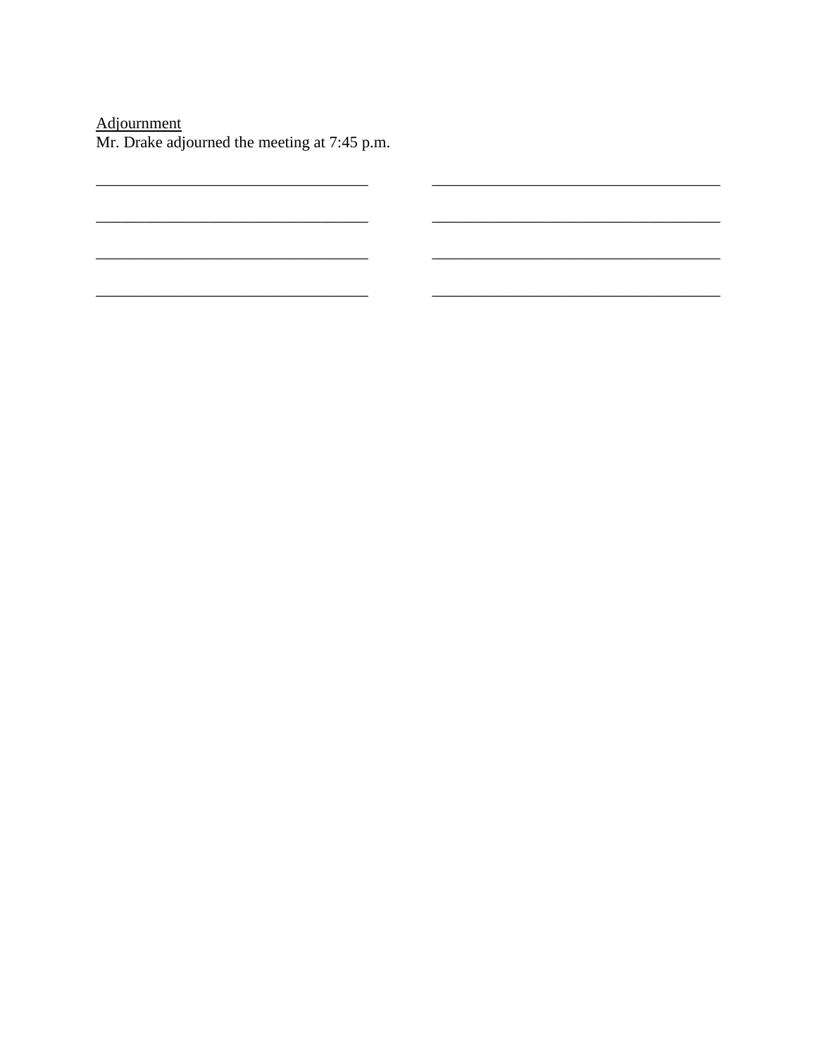<u>Adjournment</u>
Mr. Drake adjourned the meeting at 7:45 p.m.

| | |
|---|---|
| ______________________________ | ______________________________ |
| ______________________________ | ______________________________ |
| ______________________________ | ______________________________ |
| ______________________________ | ______________________________ |